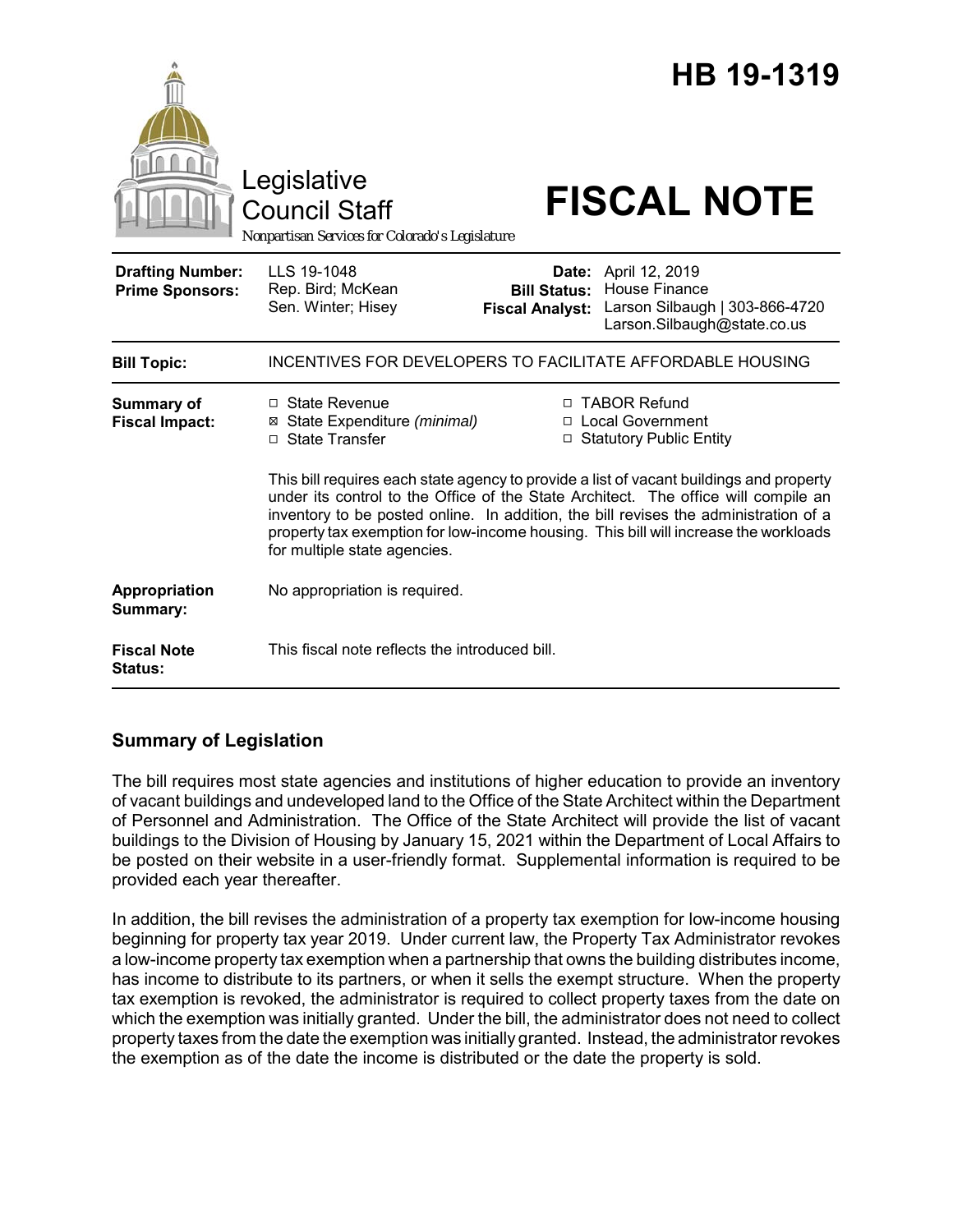# HB 19-1319

Legislative Council Staff

Nonpartisan Services for Colorado's Legislature

# FISCAL NOTE

| | | | |
|---|---|---|---|
| **Drafting Number:** | LLS 19-1048 | **Date:** | April 12, 2019 |
| **Prime Sponsors:** | Rep. Bird; McKean<br>Sen. Winter; Hisey | **Bill Status:** | House Finance |
| | | **Fiscal Analyst:** | Larson Silbaugh \| 303-866-4720<br>Larson.Silbaugh@state.co.us |

| | |
|---|---|
| **Bill Topic:** | INCENTIVES FOR DEVELOPERS TO FACILITATE AFFORDABLE HOUSING |
| **Summary of Fiscal Impact:** | ☐ State Revenue<br>☒ State Expenditure *(minimal)*<br>☐ State Transfer<br>☐ TABOR Refund<br>☐ Local Government<br>☐ Statutory Public Entity<br><br>This bill requires each state agency to provide a list of vacant buildings and property under its control to the Office of the State Architect. The office will compile an inventory to be posted online. In addition, the bill revises the administration of a property tax exemption for low-income housing. This bill will increase the workloads for multiple state agencies. |
| **Appropriation Summary:** | No appropriation is required. |
| **Fiscal Note Status:** | This fiscal note reflects the introduced bill. |

## Summary of Legislation

The bill requires most state agencies and institutions of higher education to provide an inventory of vacant buildings and undeveloped land to the Office of the State Architect within the Department of Personnel and Administration. The Office of the State Architect will provide the list of vacant buildings to the Division of Housing by January 15, 2021 within the Department of Local Affairs to be posted on their website in a user-friendly format. Supplemental information is required to be provided each year thereafter.

In addition, the bill revises the administration of a property tax exemption for low-income housing beginning for property tax year 2019. Under current law, the Property Tax Administrator revokes a low-income property tax exemption when a partnership that owns the building distributes income, has income to distribute to its partners, or when it sells the exempt structure. When the property tax exemption is revoked, the administrator is required to collect property taxes from the date on which the exemption was initially granted. Under the bill, the administrator does not need to collect property taxes from the date the exemption was initially granted. Instead, the administrator revokes the exemption as of the date the income is distributed or the date the property is sold.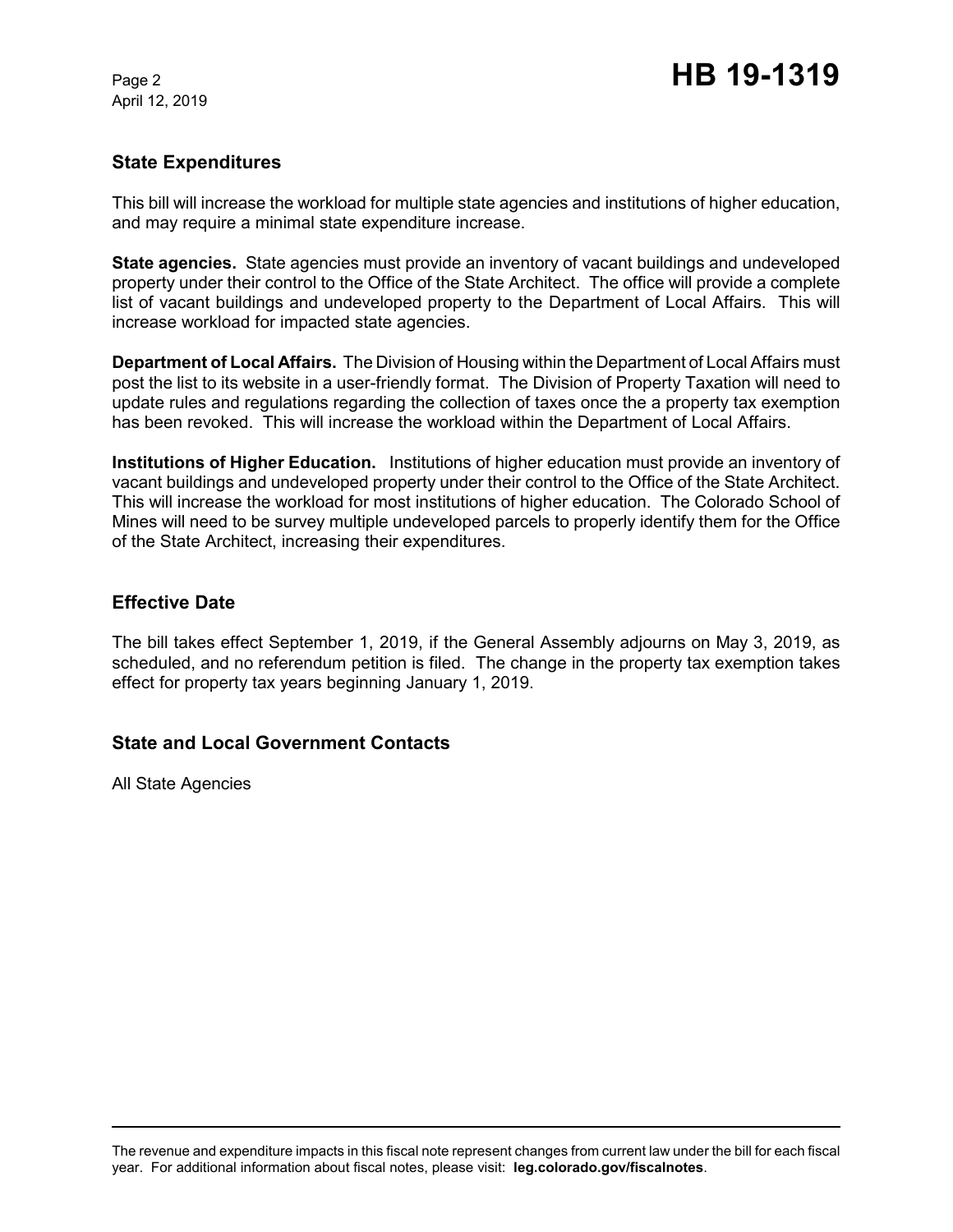## State Expenditures

This bill will increase the workload for multiple state agencies and institutions of higher education, and may require a minimal state expenditure increase.

**State agencies.** State agencies must provide an inventory of vacant buildings and undeveloped property under their control to the Office of the State Architect. The office will provide a complete list of vacant buildings and undeveloped property to the Department of Local Affairs. This will increase workload for impacted state agencies.

**Department of Local Affairs.** The Division of Housing within the Department of Local Affairs must post the list to its website in a user-friendly format. The Division of Property Taxation will need to update rules and regulations regarding the collection of taxes once the a property tax exemption has been revoked. This will increase the workload within the Department of Local Affairs.

**Institutions of Higher Education.** Institutions of higher education must provide an inventory of vacant buildings and undeveloped property under their control to the Office of the State Architect. This will increase the workload for most institutions of higher education. The Colorado School of Mines will need to be survey multiple undeveloped parcels to properly identify them for the Office of the State Architect, increasing their expenditures.

## Effective Date

The bill takes effect September 1, 2019, if the General Assembly adjourns on May 3, 2019, as scheduled, and no referendum petition is filed. The change in the property tax exemption takes effect for property tax years beginning January 1, 2019.

## State and Local Government Contacts

All State Agencies

The revenue and expenditure impacts in this fiscal note represent changes from current law under the bill for each fiscal year. For additional information about fiscal notes, please visit: **leg.colorado.gov/fiscalnotes**.